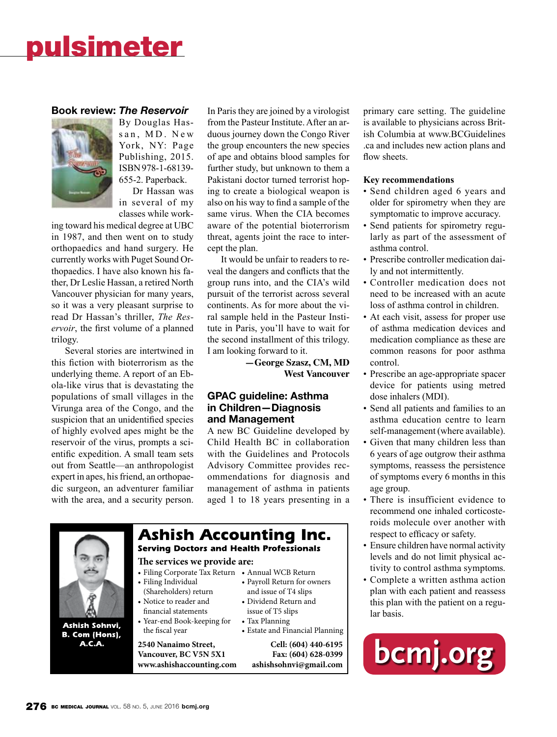# pulsimeter

## Book review: *The Reservoir*

By Douglas Hassan, MD. New York, NY: Page Publishing, 2015. ISBN 978-1-68139-655-2. Paperback.

Dr Hassan was in several of my classes while working toward his medical degree at UBC in 1987, and then went on to study orthopaedics and hand surgery. He currently works with Puget Sound Orthopaedics. I have also known his father, Dr Leslie Hassan, a retired North Vancouver physician for many years, so it was a very pleasant surprise to read Dr Hassan's thriller, *The Reservoir*, the first volume of a planned trilogy.

Several stories are intertwined in this fiction with bioterrorism as the underlying theme. A report of an Ebola-like virus that is devastating the populations of small villages in the Virunga area of the Congo, and the suspicion that an unidentified species of highly evolved apes might be the reservoir of the virus, prompts a scientific expedition. A small team sets out from Seattle—an anthropologist expert in apes, his friend, an orthopaedic surgeon, an adventurer familiar with the area, and a security person. In Paris they are joined by a virologist from the Pasteur Institute. After an arduous journey down the Congo River the group encounters the new species of ape and obtains blood samples for further study, but unknown to them a Pakistani doctor turned terrorist hoping to create a biological weapon is also on his way to find a sample of the same virus. When the CIA becomes aware of the potential bioterrorism threat, agents joint the race to intercept the plan.

It would be unfair to readers to reveal the dangers and conflicts that the group runs into, and the CIA's wild pursuit of the terrorist across several continents. As for more about the viral sample held in the Pasteur Institute in Paris, you'll have to wait for the second installment of this trilogy. I am looking forward to it.

**—George Szasz, CM, MD**
**West Vancouver**

## GPAC guideline: Asthma in Children—Diagnosis and Management

A new BC Guideline developed by Child Health BC in collaboration with the Guidelines and Protocols Advisory Committee provides recommendations for diagnosis and management of asthma in patients aged 1 to 18 years presenting in a primary care setting. The guideline is available to physicians across British Columbia at www.BCGuidelines.ca and includes new action plans and flow sheets.

**Key recommendations**

- Send children aged 6 years and older for spirometry when they are symptomatic to improve accuracy.
- Send patients for spirometry regularly as part of the assessment of asthma control.
- Prescribe controller medication daily and not intermittently.
- Controller medication does not need to be increased with an acute loss of asthma control in children.
- At each visit, assess for proper use of asthma medication devices and medication compliance as these are common reasons for poor asthma control.
- Prescribe an age-appropriate spacer device for patients using metred dose inhalers (MDI).
- Send all patients and families to an asthma education centre to learn self-management (where available).
- Given that many children less than 6 years of age outgrow their asthma symptoms, reassess the persistence of symptoms every 6 months in this age group.
- There is insufficient evidence to recommend one inhaled corticosteroids molecule over another with respect to efficacy or safety.
- Ensure children have normal activity levels and do not limit physical activity to control asthma symptoms.
- Complete a written asthma action plan with each patient and reassess this plan with the patient on a regular basis.

---

**Ashish Accounting Inc.**
**Serving Doctors and Health Professionals**

Ashish Sohnvi, B. Com (Hons), A.C.A.

The services we provide are:

- Filing Corporate Tax Return
- Filing Individual (Shareholders) return
- Notice to reader and financial statements
- Year-end Book-keeping for the fiscal year
- Annual WCB Return
- Payroll Return for owners and issue of T4 slips
- Dividend Return and issue of T5 slips
- Tax Planning
- Estate and Financial Planning

2540 Nanaimo Street, Vancouver, BC V5N 5X1
www.ashishaccounting.com
Cell: (604) 440-6195
Fax: (604) 628-0399
ashishsohnvi@gmail.com

---

bcmj.org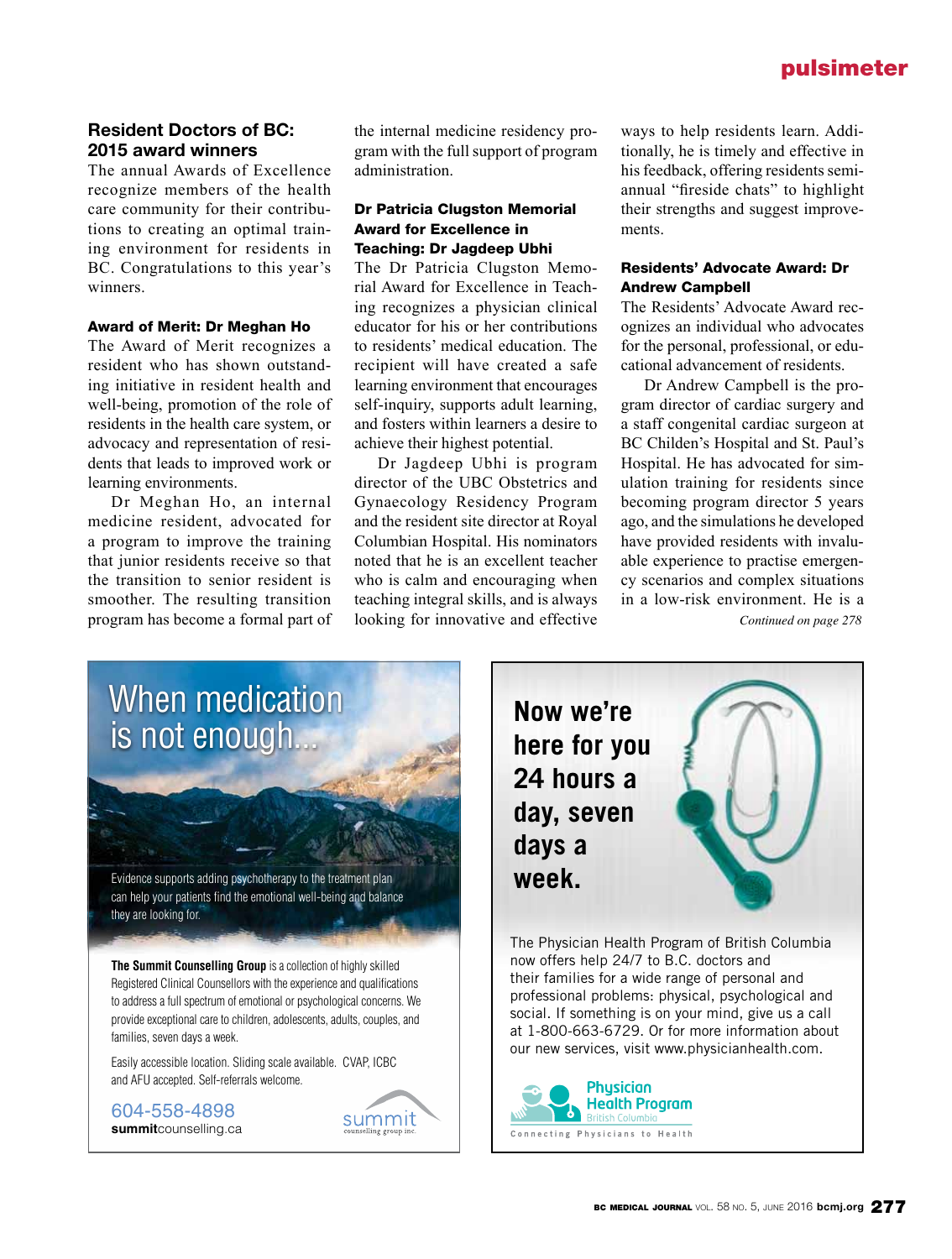## Resident Doctors of BC: 2015 award winners

The annual Awards of Excellence recognize members of the health care community for their contributions to creating an optimal training environment for residents in BC. Congratulations to this year's winners.

### Award of Merit: Dr Meghan Ho

The Award of Merit recognizes a resident who has shown outstanding initiative in resident health and well-being, promotion of the role of residents in the health care system, or advocacy and representation of residents that leads to improved work or learning environments.

Dr Meghan Ho, an internal medicine resident, advocated for a program to improve the training that junior residents receive so that the transition to senior resident is smoother. The resulting transition program has become a formal part of the internal medicine residency program with the full support of program administration.

### Dr Patricia Clugston Memorial Award for Excellence in Teaching: Dr Jagdeep Ubhi

The Dr Patricia Clugston Memorial Award for Excellence in Teaching recognizes a physician clinical educator for his or her contributions to residents' medical education. The recipient will have created a safe learning environment that encourages self-inquiry, supports adult learning, and fosters within learners a desire to achieve their highest potential.

Dr Jagdeep Ubhi is program director of the UBC Obstetrics and Gynaecology Residency Program and the resident site director at Royal Columbian Hospital. His nominators noted that he is an excellent teacher who is calm and encouraging when teaching integral skills, and is always looking for innovative and effective ways to help residents learn. Additionally, he is timely and effective in his feedback, offering residents semi-annual "fireside chats" to highlight their strengths and suggest improvements.

### Residents' Advocate Award: Dr Andrew Campbell

The Residents' Advocate Award recognizes an individual who advocates for the personal, professional, or educational advancement of residents.

Dr Andrew Campbell is the program director of cardiac surgery and a staff congenital cardiac surgeon at BC Childen's Hospital and St. Paul's Hospital. He has advocated for simulation training for residents since becoming program director 5 years ago, and the simulations he developed have provided residents with invaluable experience to practise emergency scenarios and complex situations in a low-risk environment. He is a

*Continued on page 278*

---

**When medication is not enough...**

Evidence supports adding psychotherapy to the treatment plan can help your patients find the emotional well-being and balance they are looking for.

**The Summit Counselling Group** is a collection of highly skilled Registered Clinical Counsellors with the experience and qualifications to address a full spectrum of emotional or psychological concerns. We provide exceptional care to children, adolescents, adults, couples, and families, seven days a week.

Easily accessible location. Sliding scale available. CVAP, ICBC and AFU accepted. Self-referrals welcome.

604-558-4898
**summit**counselling.ca

summit counselling group inc.

---

**Now we're here for you 24 hours a day, seven days a week.**

The Physician Health Program of British Columbia now offers help 24/7 to B.C. doctors and their families for a wide range of personal and professional problems: physical, psychological and social. If something is on your mind, give us a call at 1-800-663-6729. Or for more information about our new services, visit www.physicianhealth.com.

Physician Health Program British Columbia
Connecting Physicians to Health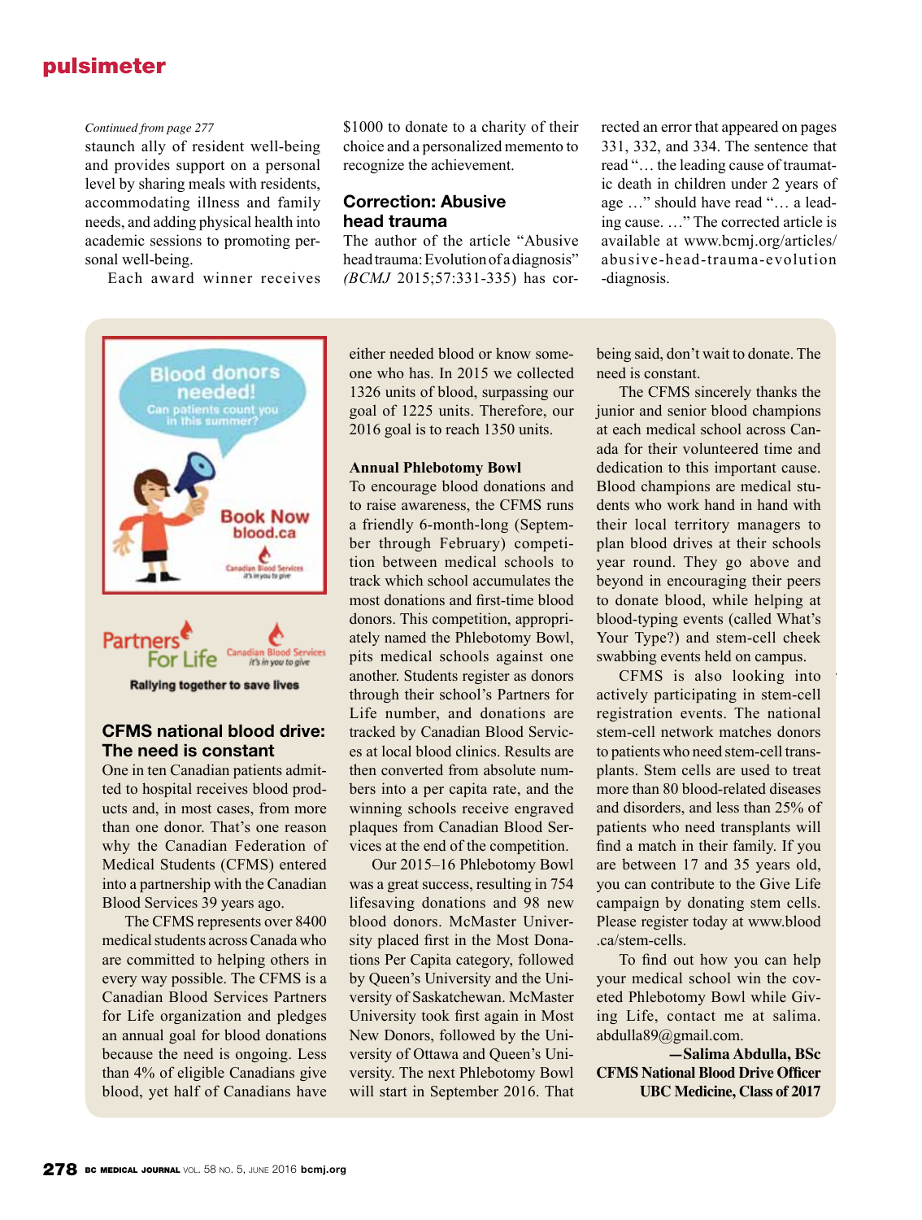*Continued from page 277*

staunch ally of resident well-being and provides support on a personal level by sharing meals with residents, accommodating illness and family needs, and adding physical health into academic sessions to promoting personal well-being.

Each award winner receives $1000 to donate to a charity of their choice and a personalized memento to recognize the achievement.

## Correction: Abusive head trauma

The author of the article "Abusive head trauma: Evolution of a diagnosis" (*BCMJ* 2015;57:331-335) has corrected an error that appeared on pages 331, 332, and 334. The sentence that read "… the leading cause of traumatic death in children under 2 years of age …" should have read "… a leading cause. …" The corrected article is available at www.bcmj.org/articles/abusive-head-trauma-evolution-diagnosis.

Blood donors needed! Can patients count you in this summer? Book Now blood.ca Canadian Blood Services it's in you to give

Partners For Life Canadian Blood Services it's in you to give

Rallying together to save lives

## CFMS national blood drive: The need is constant

One in ten Canadian patients admitted to hospital receives blood products and, in most cases, from more than one donor. That's one reason why the Canadian Federation of Medical Students (CFMS) entered into a partnership with the Canadian Blood Services 39 years ago.

The CFMS represents over 8400 medical students across Canada who are committed to helping others in every way possible. The CFMS is a Canadian Blood Services Partners for Life organization and pledges an annual goal for blood donations because the need is ongoing. Less than 4% of eligible Canadians give blood, yet half of Canadians have either needed blood or know someone who has. In 2015 we collected 1326 units of blood, surpassing our goal of 1225 units. Therefore, our 2016 goal is to reach 1350 units.

**Annual Phlebotomy Bowl**

To encourage blood donations and to raise awareness, the CFMS runs a friendly 6-month-long (September through February) competition between medical schools to track which school accumulates the most donations and first-time blood donors. This competition, appropriately named the Phlebotomy Bowl, pits medical schools against one another. Students register as donors through their school's Partners for Life number, and donations are tracked by Canadian Blood Services at local blood clinics. Results are then converted from absolute numbers into a per capita rate, and the winning schools receive engraved plaques from Canadian Blood Services at the end of the competition.

Our 2015–16 Phlebotomy Bowl was a great success, resulting in 754 lifesaving donations and 98 new blood donors. McMaster University placed first in the Most Donations Per Capita category, followed by Queen's University and the University of Saskatchewan. McMaster University took first again in Most New Donors, followed by the University of Ottawa and Queen's University. The next Phlebotomy Bowl will start in September 2016. That being said, don't wait to donate. The need is constant.

The CFMS sincerely thanks the junior and senior blood champions at each medical school across Canada for their volunteered time and dedication to this important cause. Blood champions are medical students who work hand in hand with their local territory managers to plan blood drives at their schools year round. They go above and beyond in encouraging their peers to donate blood, while helping at blood-typing events (called What's Your Type?) and stem-cell cheek swabbing events held on campus.

CFMS is also looking into actively participating in stem-cell registration events. The national stem-cell network matches donors to patients who need stem-cell transplants. Stem cells are used to treat more than 80 blood-related diseases and disorders, and less than 25% of patients who need transplants will find a match in their family. If you are between 17 and 35 years old, you can contribute to the Give Life campaign by donating stem cells. Please register today at www.blood.ca/stem-cells.

To find out how you can help your medical school win the coveted Phlebotomy Bowl while Giving Life, contact me at salima.abdulla89@gmail.com.

**—Salima Abdulla, BSc**
**CFMS National Blood Drive Officer**
**UBC Medicine, Class of 2017**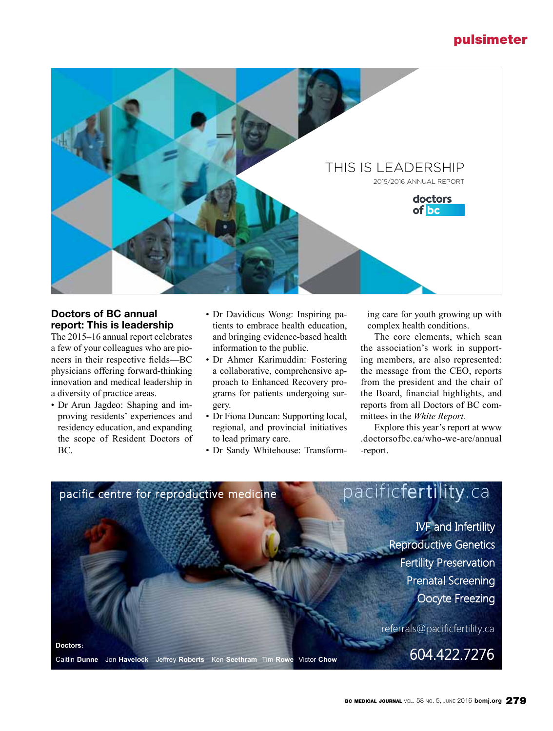## Doctors of BC annual report: This is leadership

The 2015–16 annual report celebrates a few of your colleagues who are pioneers in their respective fields—BC physicians offering forward-thinking innovation and medical leadership in a diversity of practice areas.

- Dr Arun Jagdeo: Shaping and improving residents' experiences and residency education, and expanding the scope of Resident Doctors of BC.
- Dr Davidicus Wong: Inspiring patients to embrace health education, and bringing evidence-based health information to the public.
- Dr Ahmer Karimuddin: Fostering a collaborative, comprehensive approach to Enhanced Recovery programs for patients undergoing surgery.
- Dr Fiona Duncan: Supporting local, regional, and provincial initiatives to lead primary care.
- Dr Sandy Whitehouse: Transforming care for youth growing up with complex health conditions.

The core elements, which scan the association's work in supporting members, are also represented: the message from the CEO, reports from the president and the chair of the Board, financial highlights, and reports from all Doctors of BC committees in the *White Report.*

Explore this year's report at www.doctorsofbc.ca/who-we-are/annual-report.

pacific centre for reproductive medicine

pacificfertility.ca

IVF and Infertility
Reproductive Genetics
Fertility Preservation
Prenatal Screening
Oocyte Freezing

referrals@pacificfertility.ca

604.422.7276

**Doctors:**
Caitlin **Dunne** Jon **Havelock** Jeffrey **Roberts** Ken **Seethram** Tim **Rowe** Victor **Chow**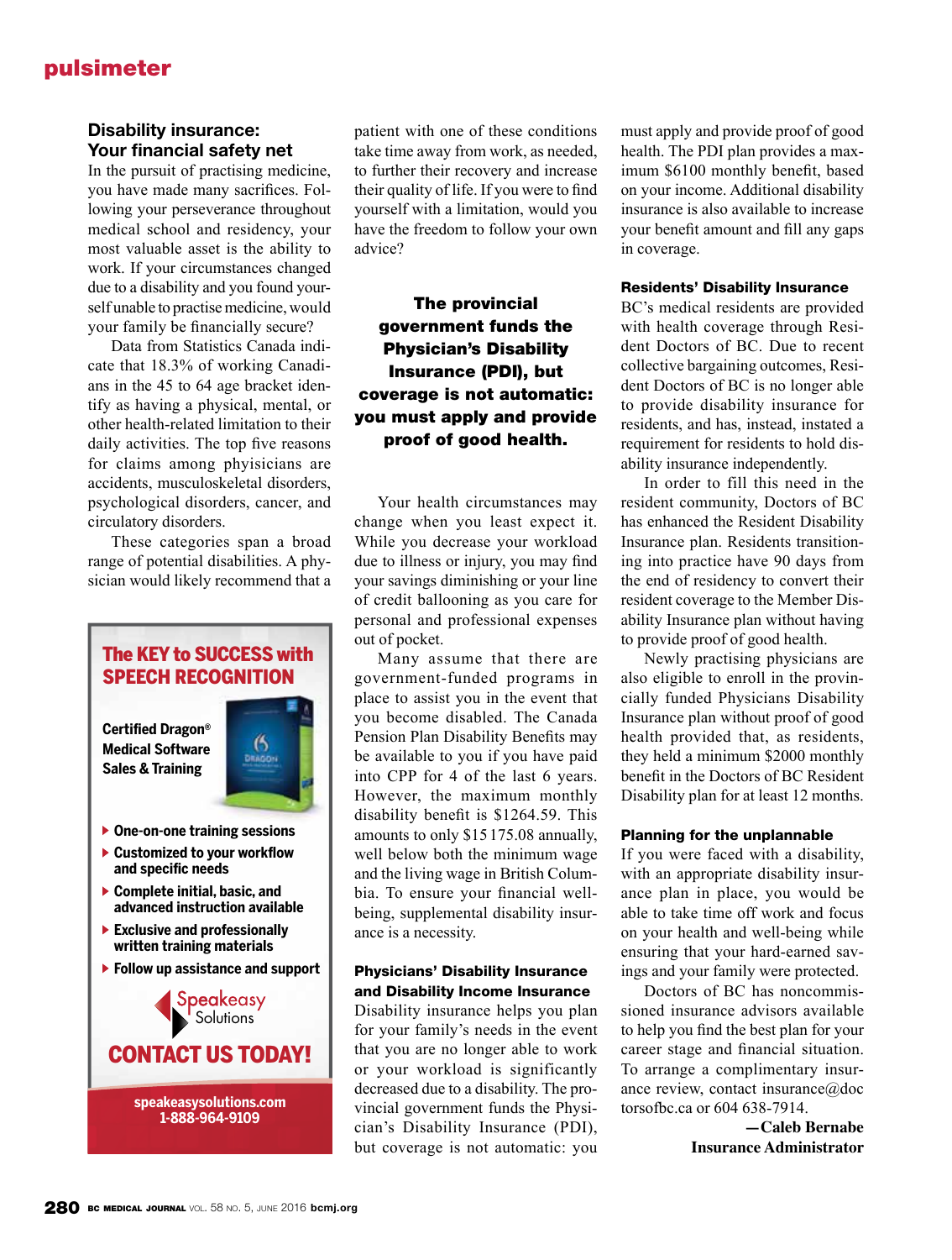## Disability insurance: Your financial safety net

In the pursuit of practising medicine, you have made many sacrifices. Following your perseverance throughout medical school and residency, your most valuable asset is the ability to work. If your circumstances changed due to a disability and you found yourself unable to practise medicine, would your family be financially secure?

Data from Statistics Canada indicate that 18.3% of working Canadians in the 45 to 64 age bracket identify as having a physical, mental, or other health-related limitation to their daily activities. The top five reasons for claims among phyisicians are accidents, musculoskeletal disorders, psychological disorders, cancer, and circulatory disorders.

These categories span a broad range of potential disabilities. A physician would likely recommend that a patient with one of these conditions take time away from work, as needed, to further their recovery and increase their quality of life. If you were to find yourself with a limitation, would you have the freedom to follow your own advice?

**The provincial government funds the Physician's Disability Insurance (PDI), but coverage is not automatic: you must apply and provide proof of good health.**

Your health circumstances may change when you least expect it. While you decrease your workload due to illness or injury, you may find your savings diminishing or your line of credit ballooning as you care for personal and professional expenses out of pocket.

Many assume that there are government-funded programs in place to assist you in the event that you become disabled. The Canada Pension Plan Disability Benefits may be available to you if you have paid into CPP for 4 of the last 6 years. However, the maximum monthly disability benefit is $1264.59. This amounts to only $15 175.08 annually, well below both the minimum wage and the living wage in British Columbia. To ensure your financial well-being, supplemental disability insurance is a necessity.

### Physicians' Disability Insurance and Disability Income Insurance

Disability insurance helps you plan for your family's needs in the event that you are no longer able to work or your workload is significantly decreased due to a disability. The provincial government funds the Physician's Disability Insurance (PDI), but coverage is not automatic: you must apply and provide proof of good health. The PDI plan provides a maximum $6100 monthly benefit, based on your income. Additional disability insurance is also available to increase your benefit amount and fill any gaps in coverage.

### Residents' Disability Insurance

BC's medical residents are provided with health coverage through Resident Doctors of BC. Due to recent collective bargaining outcomes, Resident Doctors of BC is no longer able to provide disability insurance for residents, and has, instead, instated a requirement for residents to hold disability insurance independently.

In order to fill this need in the resident community, Doctors of BC has enhanced the Resident Disability Insurance plan. Residents transitioning into practice have 90 days from the end of residency to convert their resident coverage to the Member Disability Insurance plan without having to provide proof of good health.

Newly practising physicians are also eligible to enroll in the provincially funded Physicians Disability Insurance plan without proof of good health provided that, as residents, they held a minimum $2000 monthly benefit in the Doctors of BC Resident Disability plan for at least 12 months.

### Planning for the unplannable

If you were faced with a disability, with an appropriate disability insurance plan in place, you would be able to take time off work and focus on your health and well-being while ensuring that your hard-earned savings and your family were protected.

Doctors of BC has noncommissioned insurance advisors available to help you find the best plan for your career stage and financial situation. To arrange a complimentary insurance review, contact insurance@doctorsofbc.ca or 604 638-7914.

**—Caleb Bernabe**
**Insurance Administrator**

---

**The KEY to SUCCESS with SPEECH RECOGNITION**

**Certified Dragon® Medical Software Sales & Training**

- One-on-one training sessions
- Customized to your workflow and specific needs
- Complete initial, basic, and advanced instruction available
- Exclusive and professionally written training materials
- Follow up assistance and support

Speakeasy Solutions

**CONTACT US TODAY!**

speakeasysolutions.com
1-888-964-9109